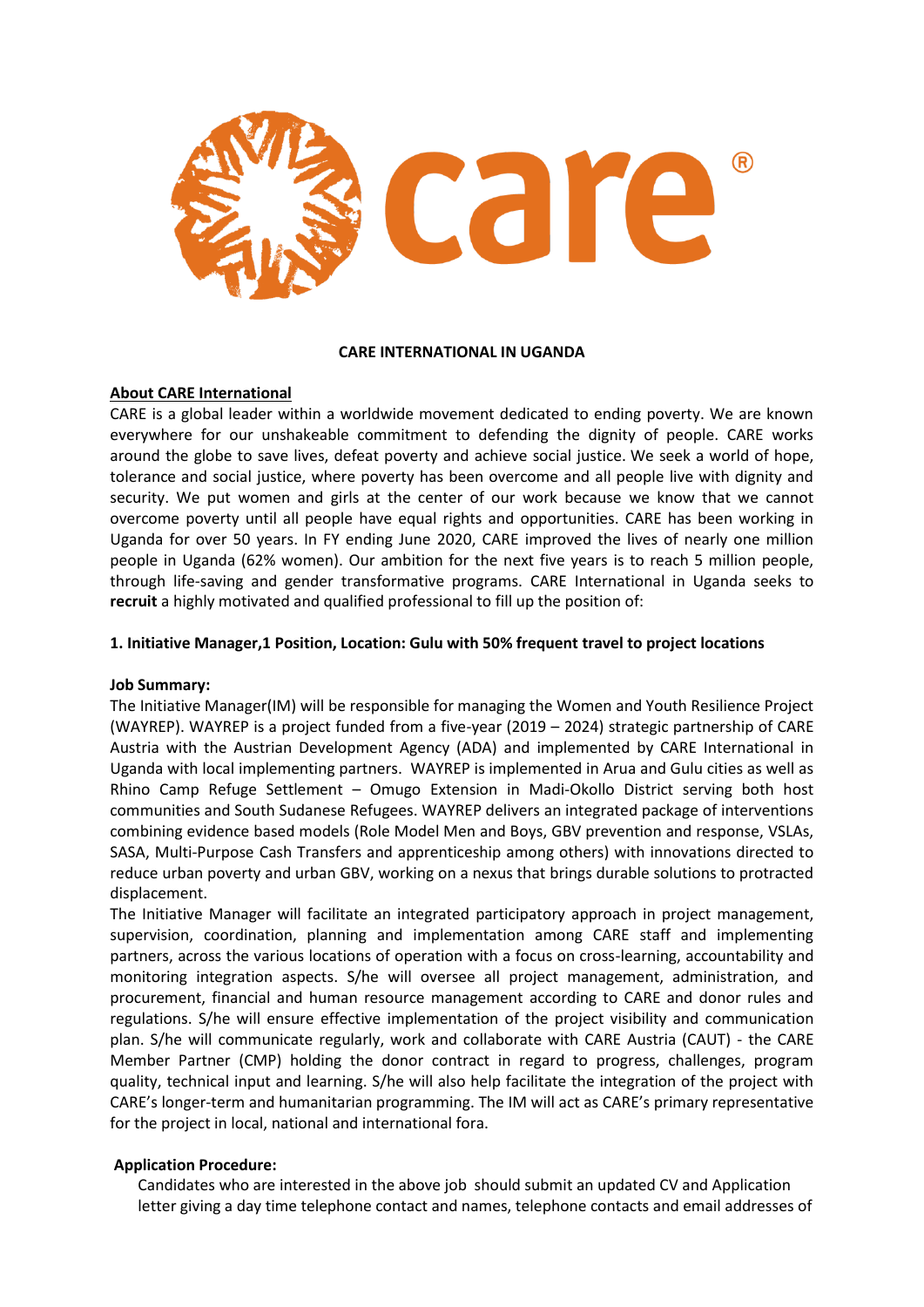**CARE INTERNATIONAL IN UGANDA**

**About CARE International**

CARE is a global leader within a worldwide movement dedicated to ending poverty. We are known everywhere for our unshakeable commitment to defending the dignity of people. CARE works around the globe to save lives, defeat poverty and achieve social justice. We seek a world of hope, tolerance and social justice, where poverty has been overcome and all people live with dignity and security. We put women and girls at the center of our work because we know that we cannot overcome poverty until all people have equal rights and opportunities. CARE has been working in Uganda for over 50 years. In FY ending June 2020, CARE improved the lives of nearly one million people in Uganda (62% women). Our ambition for the next five years is to reach 5 million people, through life-saving and gender transformative programs. CARE International in Uganda seeks to **recruit** a highly motivated and qualified professional to fill up the position of:

**1. Initiative Manager,1 Position, Location: Gulu with 50% frequent travel to project locations**

**Job Summary:**

The Initiative Manager(IM) will be responsible for managing the Women and Youth Resilience Project (WAYREP). WAYREP is a project funded from a five-year (2019 – 2024) strategic partnership of CARE Austria with the Austrian Development Agency (ADA) and implemented by CARE International in Uganda with local implementing partners. WAYREP is implemented in Arua and Gulu cities as well as Rhino Camp Refuge Settlement – Omugo Extension in Madi-Okollo District serving both host communities and South Sudanese Refugees. WAYREP delivers an integrated package of interventions combining evidence based models (Role Model Men and Boys, GBV prevention and response, VSLAs, SASA, Multi-Purpose Cash Transfers and apprenticeship among others) with innovations directed to reduce urban poverty and urban GBV, working on a nexus that brings durable solutions to protracted displacement.

The Initiative Manager will facilitate an integrated participatory approach in project management, supervision, coordination, planning and implementation among CARE staff and implementing partners, across the various locations of operation with a focus on cross-learning, accountability and monitoring integration aspects. S/he will oversee all project management, administration, and procurement, financial and human resource management according to CARE and donor rules and regulations. S/he will ensure effective implementation of the project visibility and communication plan. S/he will communicate regularly, work and collaborate with CARE Austria (CAUT) - the CARE Member Partner (CMP) holding the donor contract in regard to progress, challenges, program quality, technical input and learning. S/he will also help facilitate the integration of the project with CARE's longer-term and humanitarian programming. The IM will act as CARE's primary representative for the project in local, national and international fora.

**Application Procedure:**

Candidates who are interested in the above job should submit an updated CV and Application letter giving a day time telephone contact and names, telephone contacts and email addresses of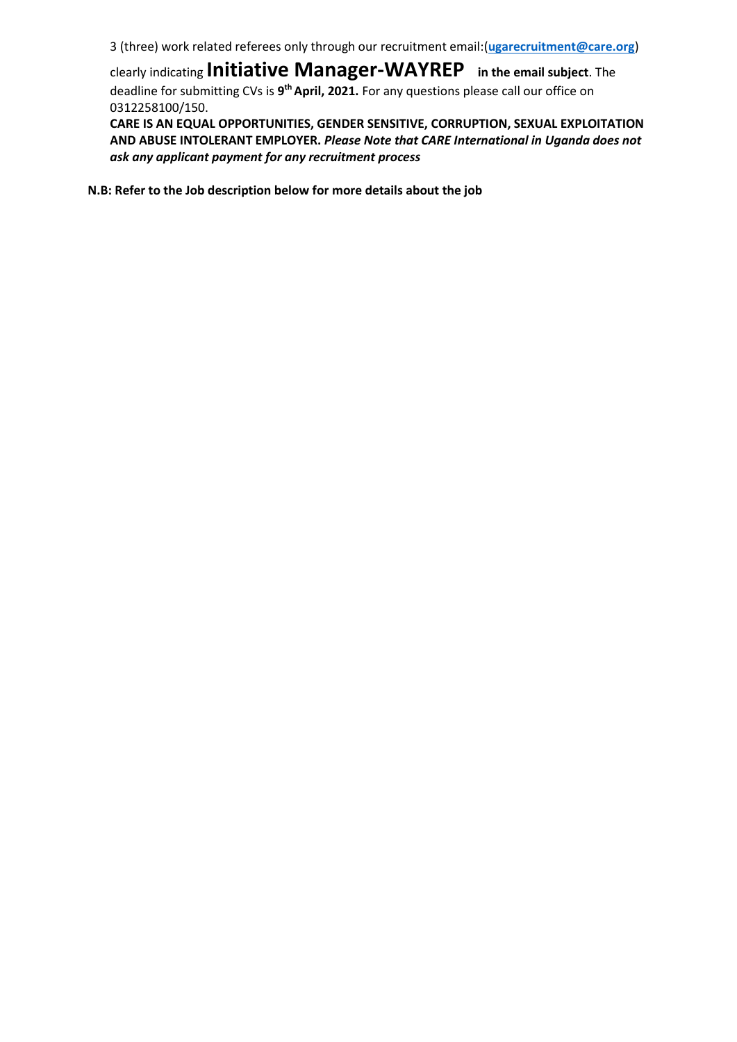3 (three) work related referees only through our recruitment email:(**ugarecruitment@care.org**)

clearly indicating **Initiative Manager-WAYREP in the email subject**. The deadline for submitting CVs is **9th April, 2021.** For any questions please call our office on 0312258100/150.

**CARE IS AN EQUAL OPPORTUNITIES, GENDER SENSITIVE, CORRUPTION, SEXUAL EXPLOITATION AND ABUSE INTOLERANT EMPLOYER.** ***Please Note that CARE International in Uganda does not ask any applicant payment for any recruitment process***

**N.B: Refer to the Job description below for more details about the job**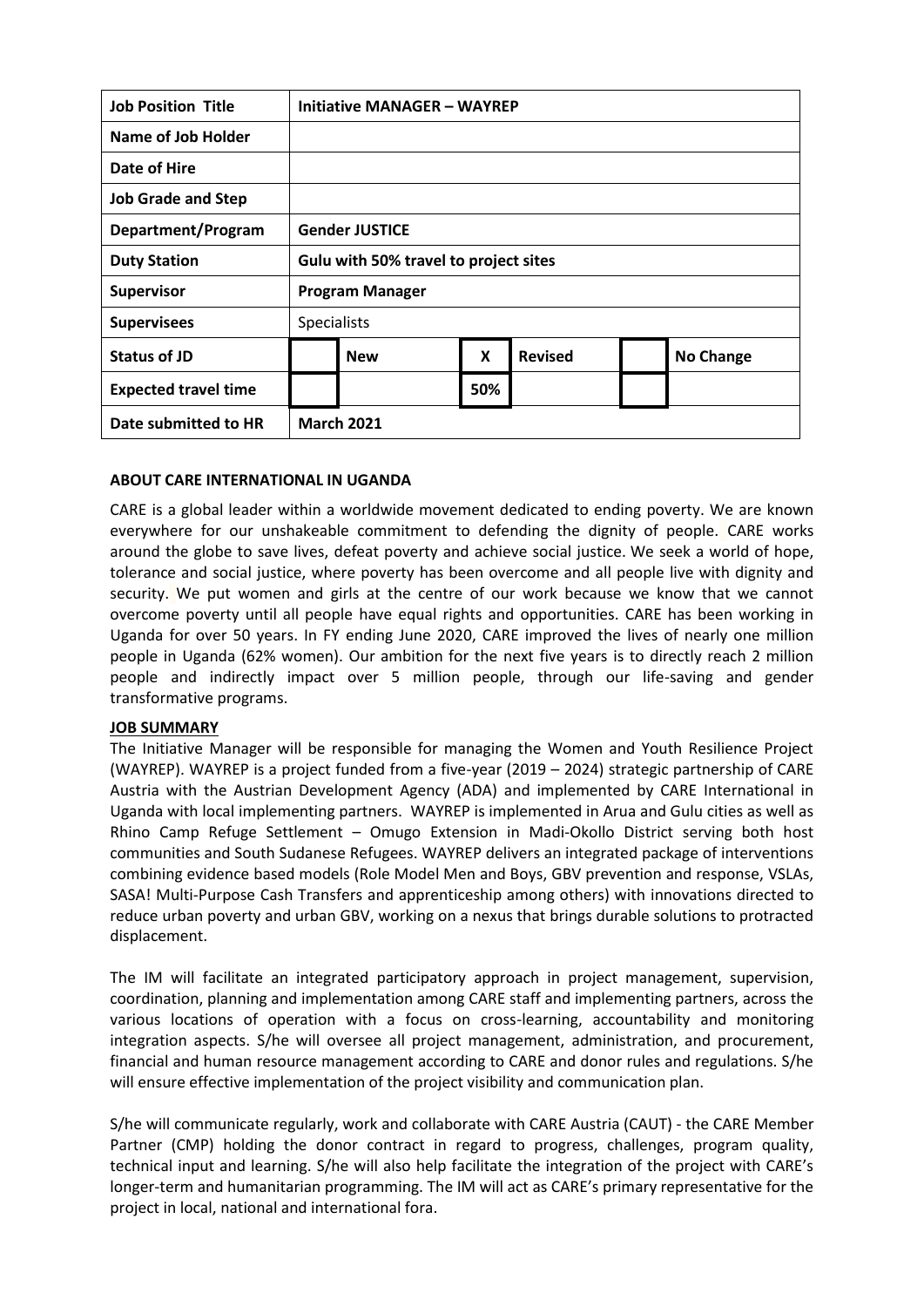| Job Position Title | Initiative MANAGER – WAYREP | | | | |
|---|---|---|---|---|---|
| **Name of Job Holder** | | | | | |
| **Date of Hire** | | | | | |
| **Job Grade and Step** | | | | | |
| **Department/Program** | **Gender JUSTICE** | | | | |
| **Duty Station** | **Gulu with 50% travel to project sites** | | | | |
| **Supervisor** | **Program Manager** | | | | |
| **Supervisees** | Specialists | | | | |
| **Status of JD** | | **New** | **X** | **Revised** | | **No Change** |
| **Expected travel time** | | | **50%** | | | |
| **Date submitted to HR** | **March 2021** | | | | |

**ABOUT CARE INTERNATIONAL IN UGANDA**

CARE is a global leader within a worldwide movement dedicated to ending poverty. We are known everywhere for our unshakeable commitment to defending the dignity of people. CARE works around the globe to save lives, defeat poverty and achieve social justice. We seek a world of hope, tolerance and social justice, where poverty has been overcome and all people live with dignity and security. We put women and girls at the centre of our work because we know that we cannot overcome poverty until all people have equal rights and opportunities. CARE has been working in Uganda for over 50 years. In FY ending June 2020, CARE improved the lives of nearly one million people in Uganda (62% women). Our ambition for the next five years is to directly reach 2 million people and indirectly impact over 5 million people, through our life-saving and gender transformative programs.

**JOB SUMMARY**

The Initiative Manager will be responsible for managing the Women and Youth Resilience Project (WAYREP). WAYREP is a project funded from a five-year (2019 – 2024) strategic partnership of CARE Austria with the Austrian Development Agency (ADA) and implemented by CARE International in Uganda with local implementing partners. WAYREP is implemented in Arua and Gulu cities as well as Rhino Camp Refuge Settlement – Omugo Extension in Madi-Okollo District serving both host communities and South Sudanese Refugees. WAYREP delivers an integrated package of interventions combining evidence based models (Role Model Men and Boys, GBV prevention and response, VSLAs, SASA! Multi-Purpose Cash Transfers and apprenticeship among others) with innovations directed to reduce urban poverty and urban GBV, working on a nexus that brings durable solutions to protracted displacement.

The IM will facilitate an integrated participatory approach in project management, supervision, coordination, planning and implementation among CARE staff and implementing partners, across the various locations of operation with a focus on cross-learning, accountability and monitoring integration aspects. S/he will oversee all project management, administration, and procurement, financial and human resource management according to CARE and donor rules and regulations. S/he will ensure effective implementation of the project visibility and communication plan.

S/he will communicate regularly, work and collaborate with CARE Austria (CAUT) - the CARE Member Partner (CMP) holding the donor contract in regard to progress, challenges, program quality, technical input and learning. S/he will also help facilitate the integration of the project with CARE's longer-term and humanitarian programming. The IM will act as CARE's primary representative for the project in local, national and international fora.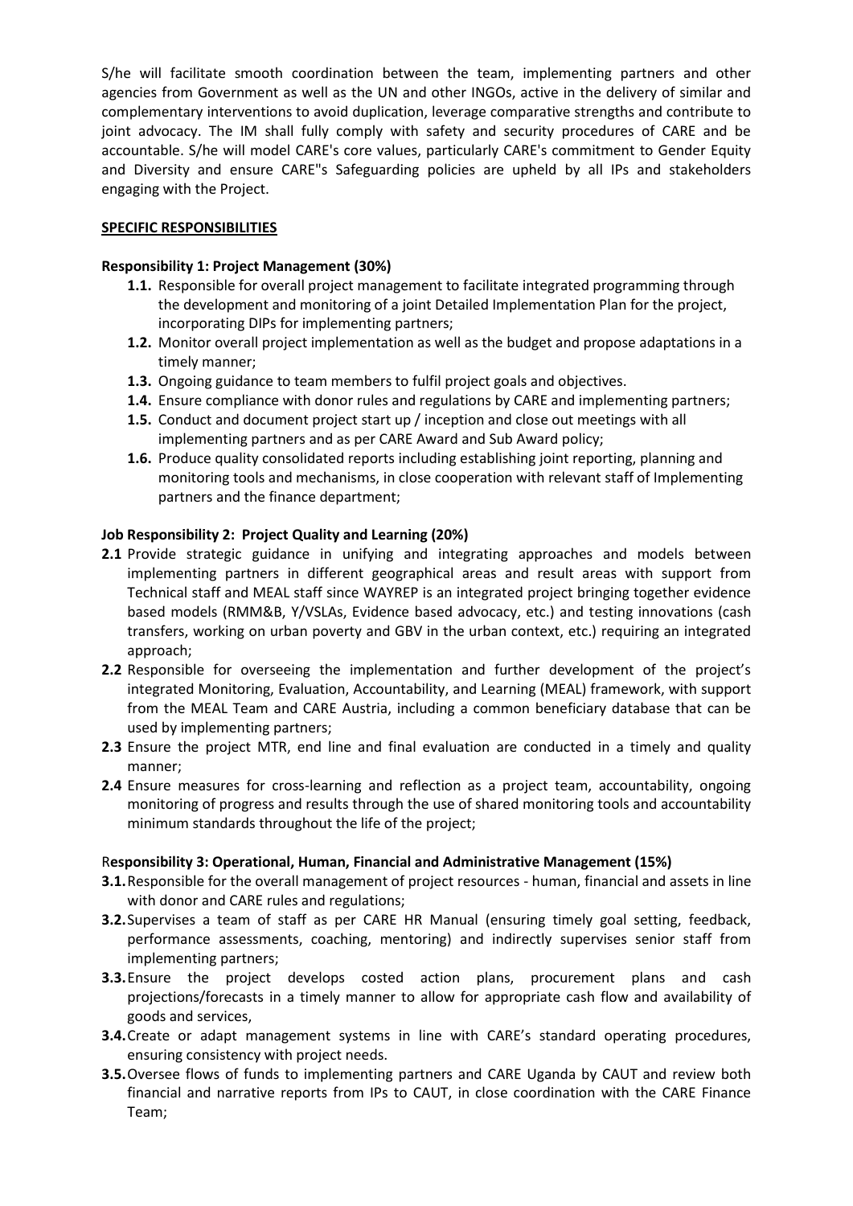S/he will facilitate smooth coordination between the team, implementing partners and other agencies from Government as well as the UN and other INGOs, active in the delivery of similar and complementary interventions to avoid duplication, leverage comparative strengths and contribute to joint advocacy. The IM shall fully comply with safety and security procedures of CARE and be accountable. S/he will model CARE's core values, particularly CARE's commitment to Gender Equity and Diversity and ensure CARE"s Safeguarding policies are upheld by all IPs and stakeholders engaging with the Project.

**SPECIFIC RESPONSIBILITIES**

**Responsibility 1: Project Management (30%)**

- **1.1.** Responsible for overall project management to facilitate integrated programming through the development and monitoring of a joint Detailed Implementation Plan for the project, incorporating DIPs for implementing partners;
- **1.2.** Monitor overall project implementation as well as the budget and propose adaptations in a timely manner;
- **1.3.** Ongoing guidance to team members to fulfil project goals and objectives.
- **1.4.** Ensure compliance with donor rules and regulations by CARE and implementing partners;
- **1.5.** Conduct and document project start up / inception and close out meetings with all implementing partners and as per CARE Award and Sub Award policy;
- **1.6.** Produce quality consolidated reports including establishing joint reporting, planning and monitoring tools and mechanisms, in close cooperation with relevant staff of Implementing partners and the finance department;

**Job Responsibility 2: Project Quality and Learning (20%)**

- **2.1** Provide strategic guidance in unifying and integrating approaches and models between implementing partners in different geographical areas and result areas with support from Technical staff and MEAL staff since WAYREP is an integrated project bringing together evidence based models (RMM&B, Y/VSLAs, Evidence based advocacy, etc.) and testing innovations (cash transfers, working on urban poverty and GBV in the urban context, etc.) requiring an integrated approach;
- **2.2** Responsible for overseeing the implementation and further development of the project's integrated Monitoring, Evaluation, Accountability, and Learning (MEAL) framework, with support from the MEAL Team and CARE Austria, including a common beneficiary database that can be used by implementing partners;
- **2.3** Ensure the project MTR, end line and final evaluation are conducted in a timely and quality manner;
- **2.4** Ensure measures for cross-learning and reflection as a project team, accountability, ongoing monitoring of progress and results through the use of shared monitoring tools and accountability minimum standards throughout the life of the project;

R**esponsibility 3: Operational, Human, Financial and Administrative Management (15%)**

- **3.1.** Responsible for the overall management of project resources - human, financial and assets in line with donor and CARE rules and regulations;
- **3.2.** Supervises a team of staff as per CARE HR Manual (ensuring timely goal setting, feedback, performance assessments, coaching, mentoring) and indirectly supervises senior staff from implementing partners;
- **3.3.** Ensure the project develops costed action plans, procurement plans and cash projections/forecasts in a timely manner to allow for appropriate cash flow and availability of goods and services,
- **3.4.** Create or adapt management systems in line with CARE's standard operating procedures, ensuring consistency with project needs.
- **3.5.** Oversee flows of funds to implementing partners and CARE Uganda by CAUT and review both financial and narrative reports from IPs to CAUT, in close coordination with the CARE Finance Team;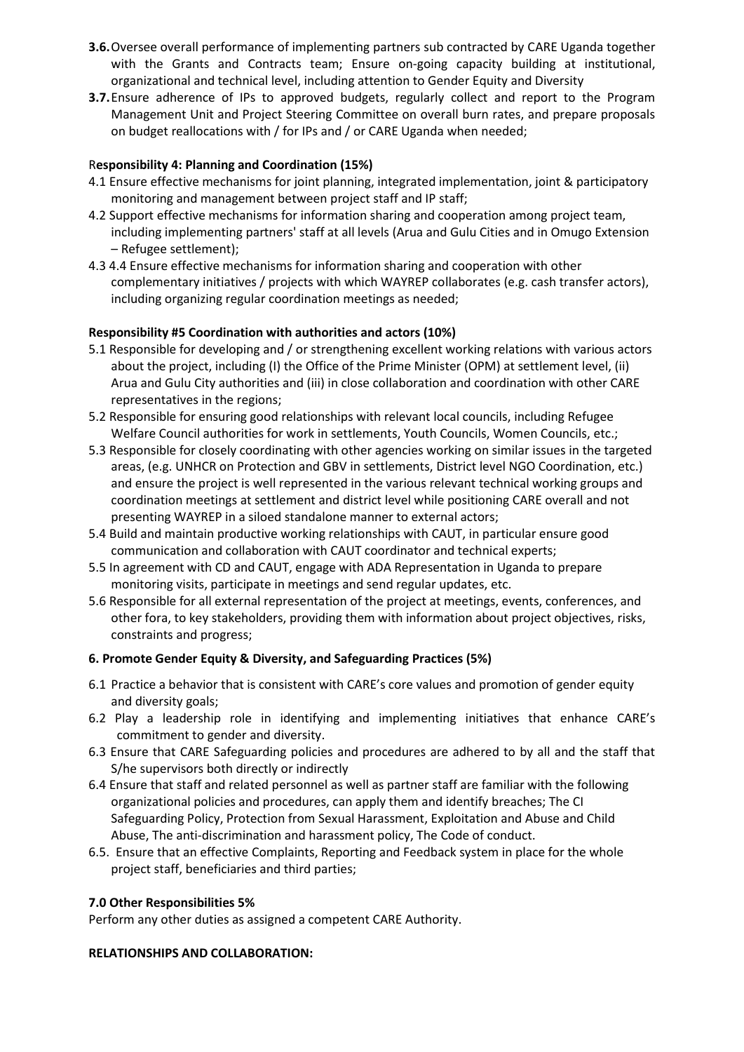- **3.6.** Oversee overall performance of implementing partners sub contracted by CARE Uganda together with the Grants and Contracts team; Ensure on-going capacity building at institutional, organizational and technical level, including attention to Gender Equity and Diversity
- **3.7.** Ensure adherence of IPs to approved budgets, regularly collect and report to the Program Management Unit and Project Steering Committee on overall burn rates, and prepare proposals on budget reallocations with / for IPs and / or CARE Uganda when needed;

**Responsibility 4: Planning and Coordination (15%)**

4.1 Ensure effective mechanisms for joint planning, integrated implementation, joint & participatory monitoring and management between project staff and IP staff;

4.2 Support effective mechanisms for information sharing and cooperation among project team, including implementing partners' staff at all levels (Arua and Gulu Cities and in Omugo Extension – Refugee settlement);

4.3 4.4 Ensure effective mechanisms for information sharing and cooperation with other complementary initiatives / projects with which WAYREP collaborates (e.g. cash transfer actors), including organizing regular coordination meetings as needed;

**Responsibility #5 Coordination with authorities and actors (10%)**

5.1 Responsible for developing and / or strengthening excellent working relations with various actors about the project, including (I) the Office of the Prime Minister (OPM) at settlement level, (ii) Arua and Gulu City authorities and (iii) in close collaboration and coordination with other CARE representatives in the regions;

5.2 Responsible for ensuring good relationships with relevant local councils, including Refugee Welfare Council authorities for work in settlements, Youth Councils, Women Councils, etc.;

5.3 Responsible for closely coordinating with other agencies working on similar issues in the targeted areas, (e.g. UNHCR on Protection and GBV in settlements, District level NGO Coordination, etc.) and ensure the project is well represented in the various relevant technical working groups and coordination meetings at settlement and district level while positioning CARE overall and not presenting WAYREP in a siloed standalone manner to external actors;

5.4 Build and maintain productive working relationships with CAUT, in particular ensure good communication and collaboration with CAUT coordinator and technical experts;

5.5 In agreement with CD and CAUT, engage with ADA Representation in Uganda to prepare monitoring visits, participate in meetings and send regular updates, etc.

5.6 Responsible for all external representation of the project at meetings, events, conferences, and other fora, to key stakeholders, providing them with information about project objectives, risks, constraints and progress;

**6. Promote Gender Equity & Diversity, and Safeguarding Practices (5%)**

6.1 Practice a behavior that is consistent with CARE's core values and promotion of gender equity and diversity goals;

6.2 Play a leadership role in identifying and implementing initiatives that enhance CARE's commitment to gender and diversity.

6.3 Ensure that CARE Safeguarding policies and procedures are adhered to by all and the staff that S/he supervisors both directly or indirectly

6.4 Ensure that staff and related personnel as well as partner staff are familiar with the following organizational policies and procedures, can apply them and identify breaches; The CI Safeguarding Policy, Protection from Sexual Harassment, Exploitation and Abuse and Child Abuse, The anti-discrimination and harassment policy, The Code of conduct.

6.5. Ensure that an effective Complaints, Reporting and Feedback system in place for the whole project staff, beneficiaries and third parties;

**7.0 Other Responsibilities 5%**

Perform any other duties as assigned a competent CARE Authority.

**RELATIONSHIPS AND COLLABORATION:**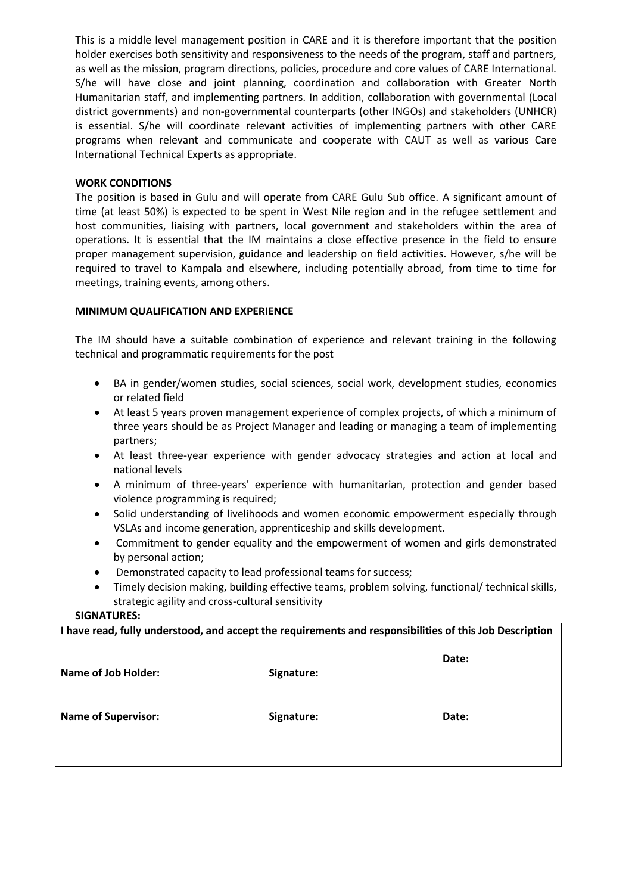This is a middle level management position in CARE and it is therefore important that the position holder exercises both sensitivity and responsiveness to the needs of the program, staff and partners, as well as the mission, program directions, policies, procedure and core values of CARE International. S/he will have close and joint planning, coordination and collaboration with Greater North Humanitarian staff, and implementing partners. In addition, collaboration with governmental (Local district governments) and non-governmental counterparts (other INGOs) and stakeholders (UNHCR) is essential. S/he will coordinate relevant activities of implementing partners with other CARE programs when relevant and communicate and cooperate with CAUT as well as various Care International Technical Experts as appropriate.

**WORK CONDITIONS**

The position is based in Gulu and will operate from CARE Gulu Sub office. A significant amount of time (at least 50%) is expected to be spent in West Nile region and in the refugee settlement and host communities, liaising with partners, local government and stakeholders within the area of operations. It is essential that the IM maintains a close effective presence in the field to ensure proper management supervision, guidance and leadership on field activities. However, s/he will be required to travel to Kampala and elsewhere, including potentially abroad, from time to time for meetings, training events, among others.

**MINIMUM QUALIFICATION AND EXPERIENCE**

The IM should have a suitable combination of experience and relevant training in the following technical and programmatic requirements for the post

- BA in gender/women studies, social sciences, social work, development studies, economics or related field
- At least 5 years proven management experience of complex projects, of which a minimum of three years should be as Project Manager and leading or managing a team of implementing partners;
- At least three-year experience with gender advocacy strategies and action at local and national levels
- A minimum of three-years' experience with humanitarian, protection and gender based violence programming is required;
- Solid understanding of livelihoods and women economic empowerment especially through VSLAs and income generation, apprenticeship and skills development.
- Commitment to gender equality and the empowerment of women and girls demonstrated by personal action;
- Demonstrated capacity to lead professional teams for success;
- Timely decision making, building effective teams, problem solving, functional/ technical skills, strategic agility and cross-cultural sensitivity

**SIGNATURES:**

| **I have read, fully understood, and accept the requirements and responsibilities of this Job Description** | | |
|---|---|---|
| **Name of Job Holder:** | **Signature:** | **Date:** |
| **Name of Supervisor:** | **Signature:** | **Date:** |